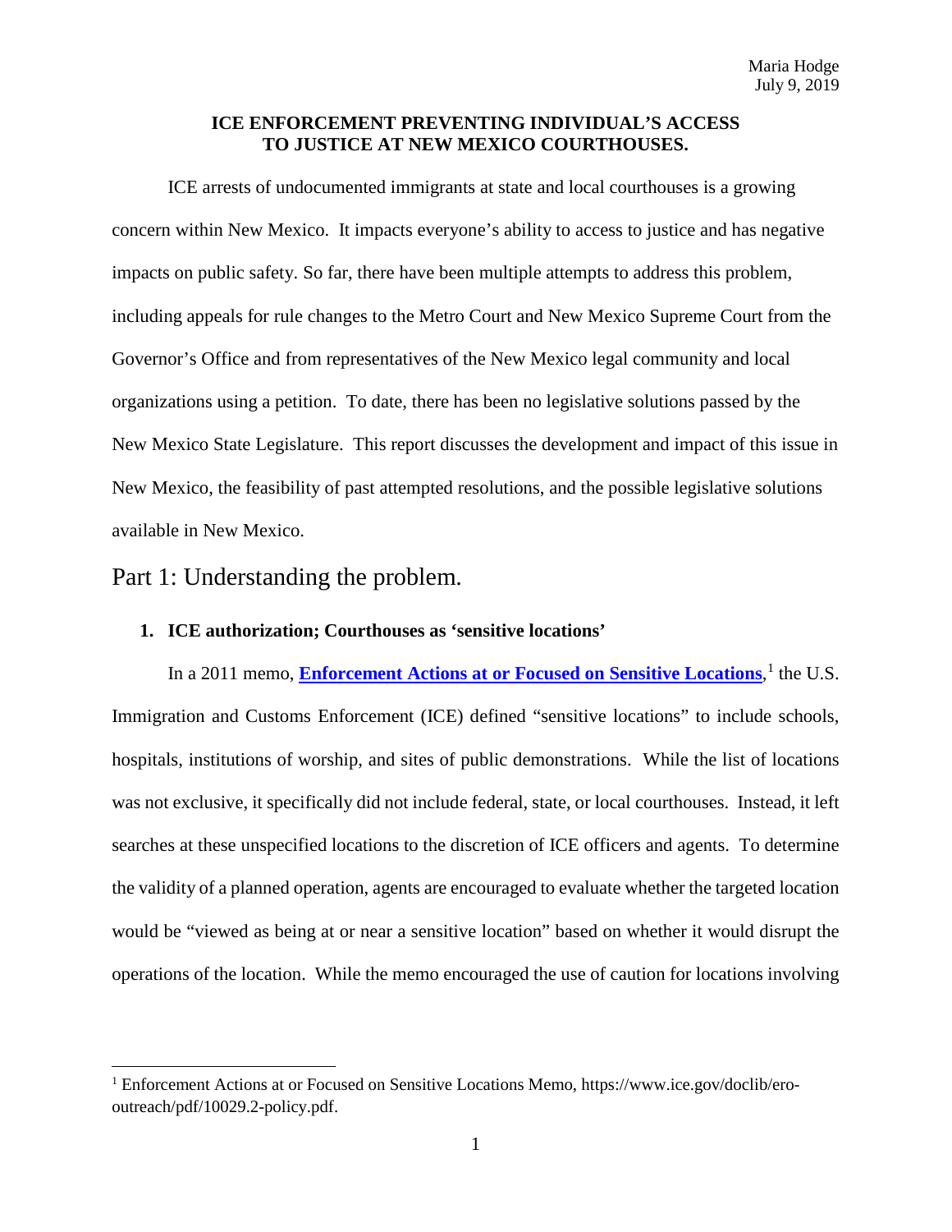Maria Hodge
July 9, 2019

**ICE ENFORCEMENT PREVENTING INDIVIDUAL'S ACCESS TO JUSTICE AT NEW MEXICO COURTHOUSES.**

ICE arrests of undocumented immigrants at state and local courthouses is a growing concern within New Mexico. It impacts everyone's ability to access to justice and has negative impacts on public safety. So far, there have been multiple attempts to address this problem, including appeals for rule changes to the Metro Court and New Mexico Supreme Court from the Governor's Office and from representatives of the New Mexico legal community and local organizations using a petition. To date, there has been no legislative solutions passed by the New Mexico State Legislature. This report discusses the development and impact of this issue in New Mexico, the feasibility of past attempted resolutions, and the possible legislative solutions available in New Mexico.

# Part 1: Understanding the problem.

## 1. ICE authorization; Courthouses as 'sensitive locations'

In a 2011 memo, **Enforcement Actions at or Focused on Sensitive Locations**,[1] the U.S. Immigration and Customs Enforcement (ICE) defined "sensitive locations" to include schools, hospitals, institutions of worship, and sites of public demonstrations. While the list of locations was not exclusive, it specifically did not include federal, state, or local courthouses. Instead, it left searches at these unspecified locations to the discretion of ICE officers and agents. To determine the validity of a planned operation, agents are encouraged to evaluate whether the targeted location would be "viewed as being at or near a sensitive location" based on whether it would disrupt the operations of the location. While the memo encouraged the use of caution for locations involving

[1] Enforcement Actions at or Focused on Sensitive Locations Memo, https://www.ice.gov/doclib/ero-outreach/pdf/10029.2-policy.pdf.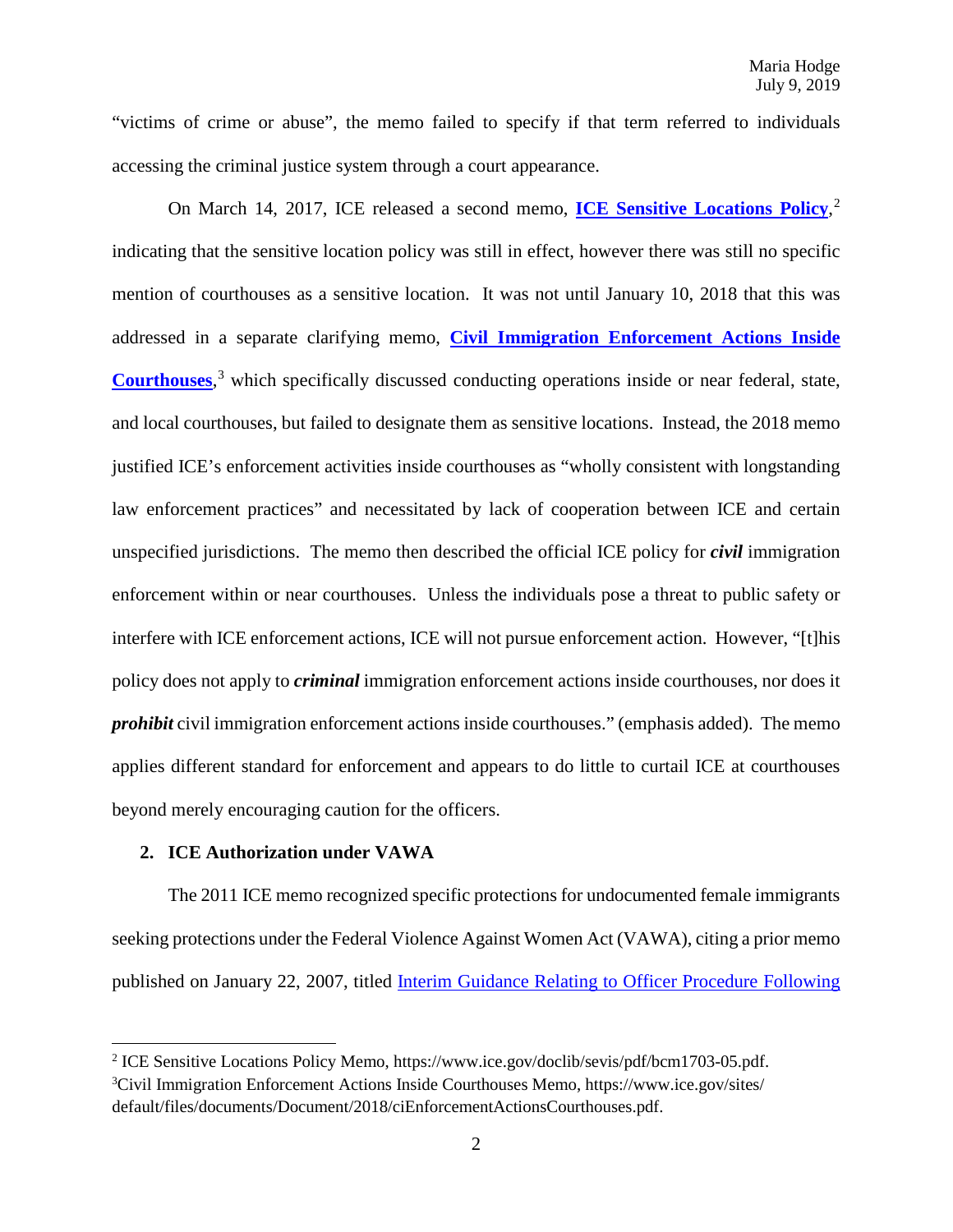"victims of crime or abuse", the memo failed to specify if that term referred to individuals accessing the criminal justice system through a court appearance.

On March 14, 2017, ICE released a second memo, **ICE Sensitive Locations Policy**,[2] indicating that the sensitive location policy was still in effect, however there was still no specific mention of courthouses as a sensitive location. It was not until January 10, 2018 that this was addressed in a separate clarifying memo, **Civil Immigration Enforcement Actions Inside Courthouses**,[3] which specifically discussed conducting operations inside or near federal, state, and local courthouses, but failed to designate them as sensitive locations. Instead, the 2018 memo justified ICE's enforcement activities inside courthouses as "wholly consistent with longstanding law enforcement practices" and necessitated by lack of cooperation between ICE and certain unspecified jurisdictions. The memo then described the official ICE policy for ***civil*** immigration enforcement within or near courthouses. Unless the individuals pose a threat to public safety or interfere with ICE enforcement actions, ICE will not pursue enforcement action. However, "[t]his policy does not apply to ***criminal*** immigration enforcement actions inside courthouses, nor does it ***prohibit*** civil immigration enforcement actions inside courthouses." (emphasis added). The memo applies different standard for enforcement and appears to do little to curtail ICE at courthouses beyond merely encouraging caution for the officers.

## 2. ICE Authorization under VAWA

The 2011 ICE memo recognized specific protections for undocumented female immigrants seeking protections under the Federal Violence Against Women Act (VAWA), citing a prior memo published on January 22, 2007, titled Interim Guidance Relating to Officer Procedure Following

---

[2] ICE Sensitive Locations Policy Memo, https://www.ice.gov/doclib/sevis/pdf/bcm1703-05.pdf.

[3] Civil Immigration Enforcement Actions Inside Courthouses Memo, https://www.ice.gov/sites/default/files/documents/Document/2018/ciEnforcementActionsCourthouses.pdf.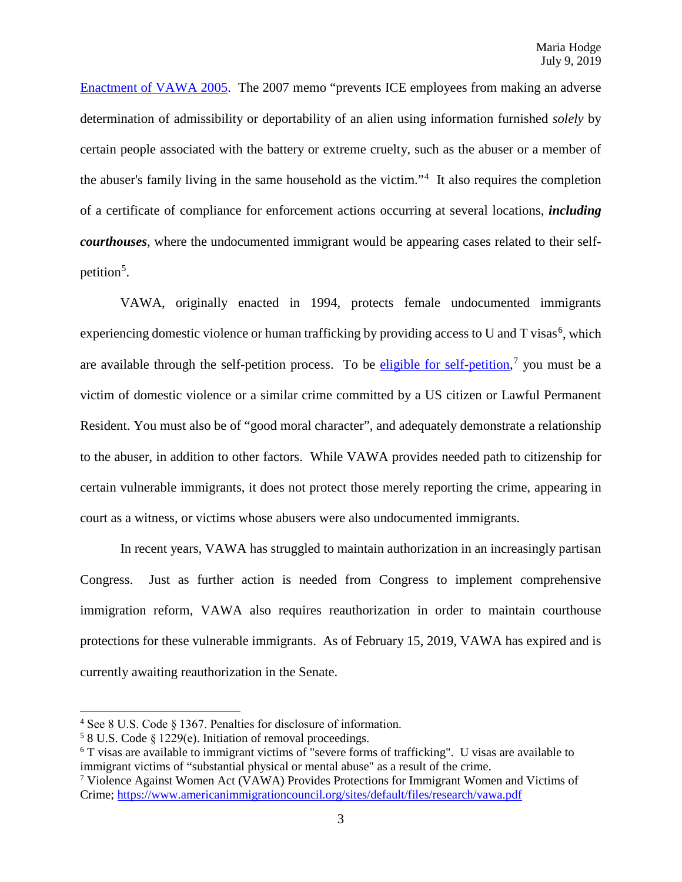Enactment of VAWA 2005. The 2007 memo "prevents ICE employees from making an adverse determination of admissibility or deportability of an alien using information furnished *solely* by certain people associated with the battery or extreme cruelty, such as the abuser or a member of the abuser's family living in the same household as the victim."[4] It also requires the completion of a certificate of compliance for enforcement actions occurring at several locations, ***including courthouses***, where the undocumented immigrant would be appearing cases related to their self-petition[5].

VAWA, originally enacted in 1994, protects female undocumented immigrants experiencing domestic violence or human trafficking by providing access to U and T visas[6], which are available through the self-petition process. To be eligible for self-petition,[7] you must be a victim of domestic violence or a similar crime committed by a US citizen or Lawful Permanent Resident. You must also be of "good moral character", and adequately demonstrate a relationship to the abuser, in addition to other factors. While VAWA provides needed path to citizenship for certain vulnerable immigrants, it does not protect those merely reporting the crime, appearing in court as a witness, or victims whose abusers were also undocumented immigrants.

In recent years, VAWA has struggled to maintain authorization in an increasingly partisan Congress. Just as further action is needed from Congress to implement comprehensive immigration reform, VAWA also requires reauthorization in order to maintain courthouse protections for these vulnerable immigrants. As of February 15, 2019, VAWA has expired and is currently awaiting reauthorization in the Senate.

---

[4] See 8 U.S. Code § 1367. Penalties for disclosure of information.

[5] 8 U.S. Code § 1229(e). Initiation of removal proceedings.

[6] T visas are available to immigrant victims of "severe forms of trafficking". U visas are available to immigrant victims of "substantial physical or mental abuse" as a result of the crime.

[7] Violence Against Women Act (VAWA) Provides Protections for Immigrant Women and Victims of Crime; https://www.americanimmigrationcouncil.org/sites/default/files/research/vawa.pdf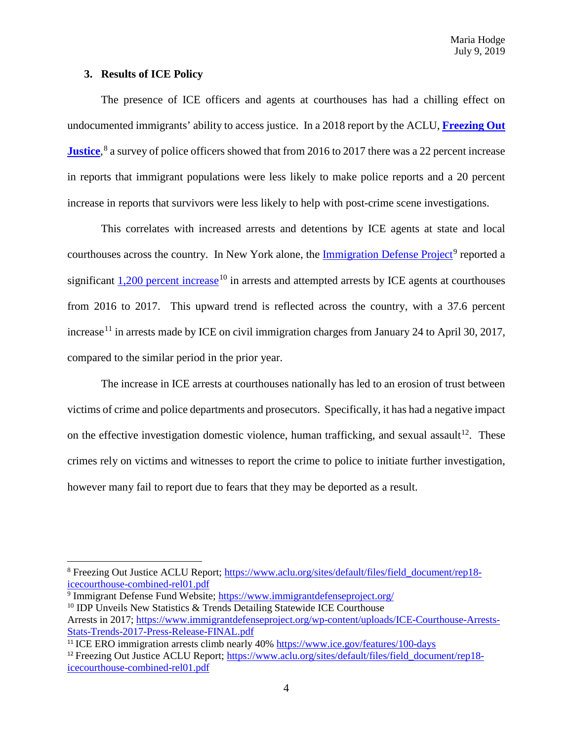### 3. Results of ICE Policy

The presence of ICE officers and agents at courthouses has had a chilling effect on undocumented immigrants' ability to access justice. In a 2018 report by the ACLU, **Freezing Out Justice**,[8] a survey of police officers showed that from 2016 to 2017 there was a 22 percent increase in reports that immigrant populations were less likely to make police reports and a 20 percent increase in reports that survivors were less likely to help with post-crime scene investigations.

This correlates with increased arrests and detentions by ICE agents at state and local courthouses across the country. In New York alone, the Immigration Defense Project[9] reported a significant 1,200 percent increase[10] in arrests and attempted arrests by ICE agents at courthouses from 2016 to 2017. This upward trend is reflected across the country, with a 37.6 percent increase[11] in arrests made by ICE on civil immigration charges from January 24 to April 30, 2017, compared to the similar period in the prior year.

The increase in ICE arrests at courthouses nationally has led to an erosion of trust between victims of crime and police departments and prosecutors. Specifically, it has had a negative impact on the effective investigation domestic violence, human trafficking, and sexual assault[12]. These crimes rely on victims and witnesses to report the crime to police to initiate further investigation, however many fail to report due to fears that they may be deported as a result.

---

[8] Freezing Out Justice ACLU Report; https://www.aclu.org/sites/default/files/field_document/rep18-icecourthouse-combined-rel01.pdf

[9] Immigrant Defense Fund Website; https://www.immigrantdefenseproject.org/

[10] IDP Unveils New Statistics & Trends Detailing Statewide ICE Courthouse Arrests in 2017; https://www.immigrantdefenseproject.org/wp-content/uploads/ICE-Courthouse-Arrests-Stats-Trends-2017-Press-Release-FINAL.pdf

[11] ICE ERO immigration arrests climb nearly 40% https://www.ice.gov/features/100-days

[12] Freezing Out Justice ACLU Report; https://www.aclu.org/sites/default/files/field_document/rep18-icecourthouse-combined-rel01.pdf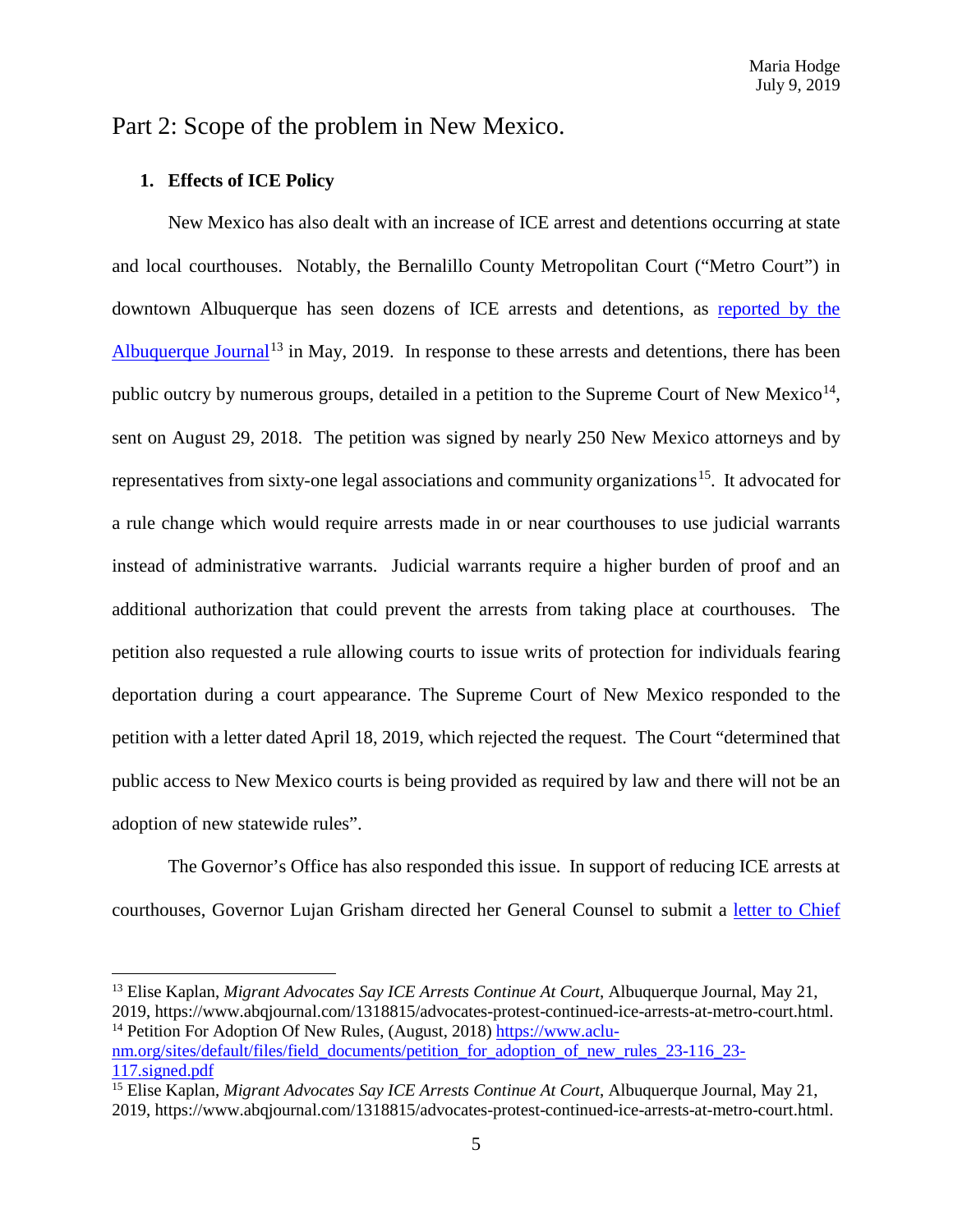# Part 2: Scope of the problem in New Mexico.

**1. Effects of ICE Policy**

New Mexico has also dealt with an increase of ICE arrest and detentions occurring at state and local courthouses. Notably, the Bernalillo County Metropolitan Court ("Metro Court") in downtown Albuquerque has seen dozens of ICE arrests and detentions, as reported by the Albuquerque Journal[13] in May, 2019. In response to these arrests and detentions, there has been public outcry by numerous groups, detailed in a petition to the Supreme Court of New Mexico[14], sent on August 29, 2018. The petition was signed by nearly 250 New Mexico attorneys and by representatives from sixty-one legal associations and community organizations[15]. It advocated for a rule change which would require arrests made in or near courthouses to use judicial warrants instead of administrative warrants. Judicial warrants require a higher burden of proof and an additional authorization that could prevent the arrests from taking place at courthouses. The petition also requested a rule allowing courts to issue writs of protection for individuals fearing deportation during a court appearance. The Supreme Court of New Mexico responded to the petition with a letter dated April 18, 2019, which rejected the request. The Court "determined that public access to New Mexico courts is being provided as required by law and there will not be an adoption of new statewide rules".

The Governor's Office has also responded this issue. In support of reducing ICE arrests at courthouses, Governor Lujan Grisham directed her General Counsel to submit a letter to Chief

---

[13] Elise Kaplan, *Migrant Advocates Say ICE Arrests Continue At Court*, Albuquerque Journal, May 21, 2019, https://www.abqjournal.com/1318815/advocates-protest-continued-ice-arrests-at-metro-court.html.

[14] Petition For Adoption Of New Rules, (August, 2018) https://www.aclu-nm.org/sites/default/files/field_documents/petition_for_adoption_of_new_rules_23-116_23-117.signed.pdf

[15] Elise Kaplan, *Migrant Advocates Say ICE Arrests Continue At Court*, Albuquerque Journal, May 21, 2019, https://www.abqjournal.com/1318815/advocates-protest-continued-ice-arrests-at-metro-court.html.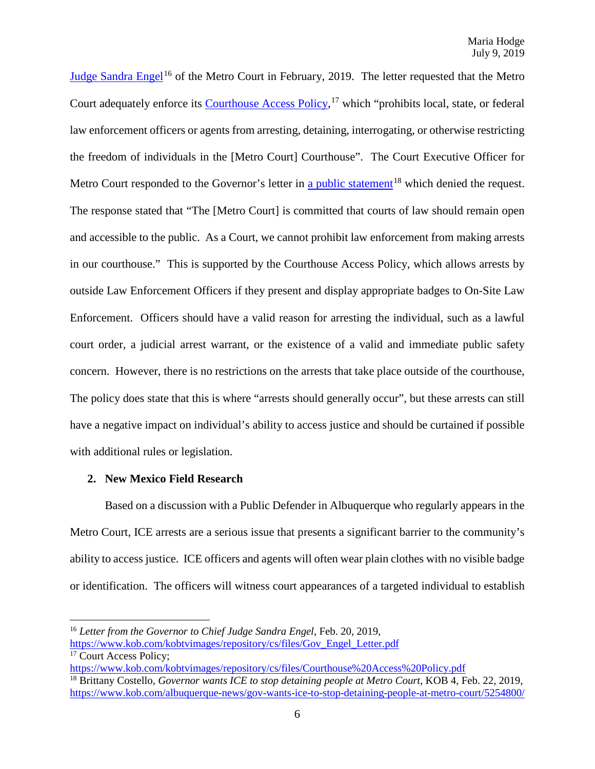Judge Sandra Engel[16] of the Metro Court in February, 2019. The letter requested that the Metro Court adequately enforce its Courthouse Access Policy,[17] which "prohibits local, state, or federal law enforcement officers or agents from arresting, detaining, interrogating, or otherwise restricting the freedom of individuals in the [Metro Court] Courthouse". The Court Executive Officer for Metro Court responded to the Governor's letter in a public statement[18] which denied the request. The response stated that "The [Metro Court] is committed that courts of law should remain open and accessible to the public. As a Court, we cannot prohibit law enforcement from making arrests in our courthouse." This is supported by the Courthouse Access Policy, which allows arrests by outside Law Enforcement Officers if they present and display appropriate badges to On-Site Law Enforcement. Officers should have a valid reason for arresting the individual, such as a lawful court order, a judicial arrest warrant, or the existence of a valid and immediate public safety concern. However, there is no restrictions on the arrests that take place outside of the courthouse, The policy does state that this is where "arrests should generally occur", but these arrests can still have a negative impact on individual's ability to access justice and should be curtained if possible with additional rules or legislation.

**2. New Mexico Field Research**

Based on a discussion with a Public Defender in Albuquerque who regularly appears in the Metro Court, ICE arrests are a serious issue that presents a significant barrier to the community's ability to access justice. ICE officers and agents will often wear plain clothes with no visible badge or identification. The officers will witness court appearances of a targeted individual to establish

---

[16] *Letter from the Governor to Chief Judge Sandra Engel*, Feb. 20, 2019, https://www.kob.com/kobtvimages/repository/cs/files/Gov_Engel_Letter.pdf

[17] Court Access Policy; https://www.kob.com/kobtvimages/repository/cs/files/Courthouse%20Access%20Policy.pdf

[18] Brittany Costello, *Governor wants ICE to stop detaining people at Metro Court*, KOB 4, Feb. 22, 2019, https://www.kob.com/albuquerque-news/gov-wants-ice-to-stop-detaining-people-at-metro-court/5254800/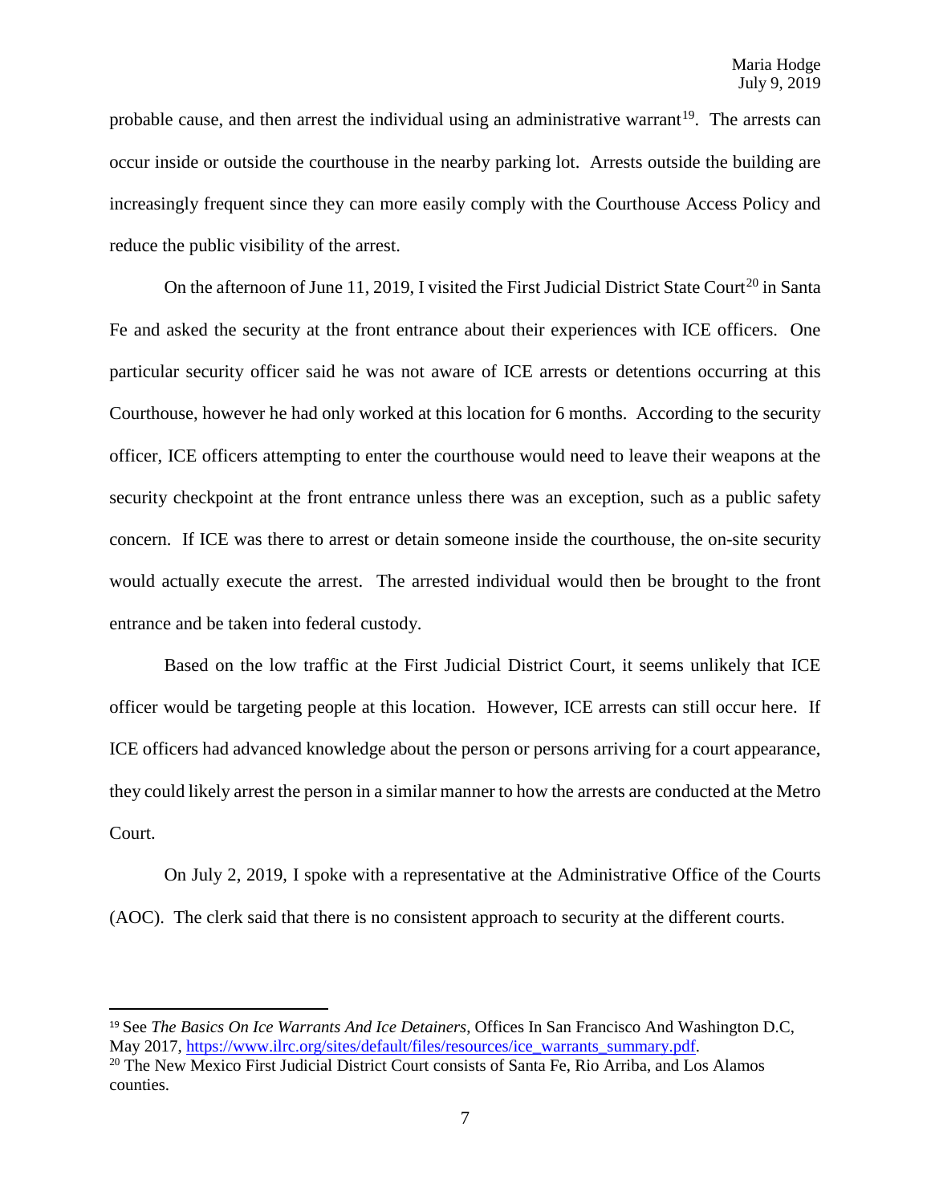probable cause, and then arrest the individual using an administrative warrant[19]. The arrests can occur inside or outside the courthouse in the nearby parking lot. Arrests outside the building are increasingly frequent since they can more easily comply with the Courthouse Access Policy and reduce the public visibility of the arrest.

On the afternoon of June 11, 2019, I visited the First Judicial District State Court[20] in Santa Fe and asked the security at the front entrance about their experiences with ICE officers. One particular security officer said he was not aware of ICE arrests or detentions occurring at this Courthouse, however he had only worked at this location for 6 months. According to the security officer, ICE officers attempting to enter the courthouse would need to leave their weapons at the security checkpoint at the front entrance unless there was an exception, such as a public safety concern. If ICE was there to arrest or detain someone inside the courthouse, the on-site security would actually execute the arrest. The arrested individual would then be brought to the front entrance and be taken into federal custody.

Based on the low traffic at the First Judicial District Court, it seems unlikely that ICE officer would be targeting people at this location. However, ICE arrests can still occur here. If ICE officers had advanced knowledge about the person or persons arriving for a court appearance, they could likely arrest the person in a similar manner to how the arrests are conducted at the Metro Court.

On July 2, 2019, I spoke with a representative at the Administrative Office of the Courts (AOC). The clerk said that there is no consistent approach to security at the different courts.

---

[19] See *The Basics On Ice Warrants And Ice Detainers*, Offices In San Francisco And Washington D.C, May 2017, https://www.ilrc.org/sites/default/files/resources/ice_warrants_summary.pdf.

[20] The New Mexico First Judicial District Court consists of Santa Fe, Rio Arriba, and Los Alamos counties.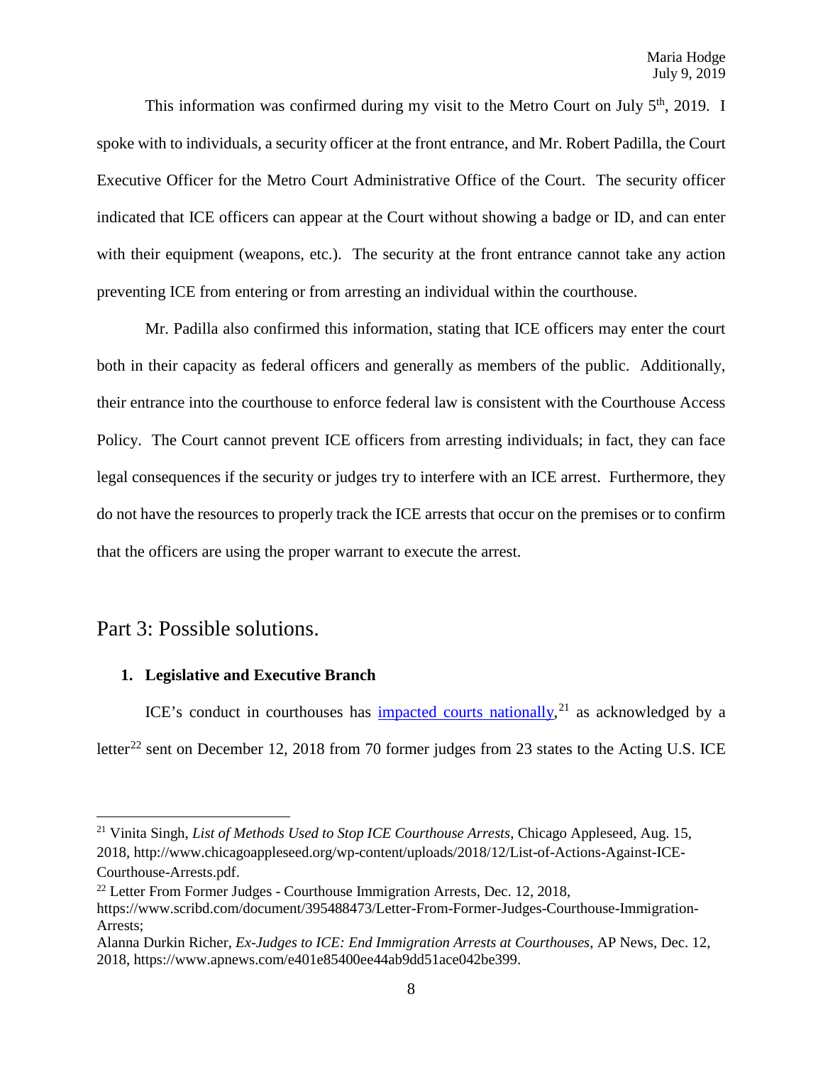This information was confirmed during my visit to the Metro Court on July 5th, 2019. I spoke with to individuals, a security officer at the front entrance, and Mr. Robert Padilla, the Court Executive Officer for the Metro Court Administrative Office of the Court. The security officer indicated that ICE officers can appear at the Court without showing a badge or ID, and can enter with their equipment (weapons, etc.). The security at the front entrance cannot take any action preventing ICE from entering or from arresting an individual within the courthouse.

Mr. Padilla also confirmed this information, stating that ICE officers may enter the court both in their capacity as federal officers and generally as members of the public. Additionally, their entrance into the courthouse to enforce federal law is consistent with the Courthouse Access Policy. The Court cannot prevent ICE officers from arresting individuals; in fact, they can face legal consequences if the security or judges try to interfere with an ICE arrest. Furthermore, they do not have the resources to properly track the ICE arrests that occur on the premises or to confirm that the officers are using the proper warrant to execute the arrest.

## Part 3: Possible solutions.

### 1. Legislative and Executive Branch

ICE's conduct in courthouses has impacted courts nationally,[21] as acknowledged by a letter[22] sent on December 12, 2018 from 70 former judges from 23 states to the Acting U.S. ICE

---

[21] Vinita Singh, *List of Methods Used to Stop ICE Courthouse Arrests*, Chicago Appleseed, Aug. 15, 2018, http://www.chicagoappleseed.org/wp-content/uploads/2018/12/List-of-Actions-Against-ICE-Courthouse-Arrests.pdf.

[22] Letter From Former Judges - Courthouse Immigration Arrests, Dec. 12, 2018, https://www.scribd.com/document/395488473/Letter-From-Former-Judges-Courthouse-Immigration-Arrests;
Alanna Durkin Richer, *Ex-Judges to ICE: End Immigration Arrests at Courthouses*, AP News, Dec. 12, 2018, https://www.apnews.com/e401e85400ee44ab9dd51ace042be399.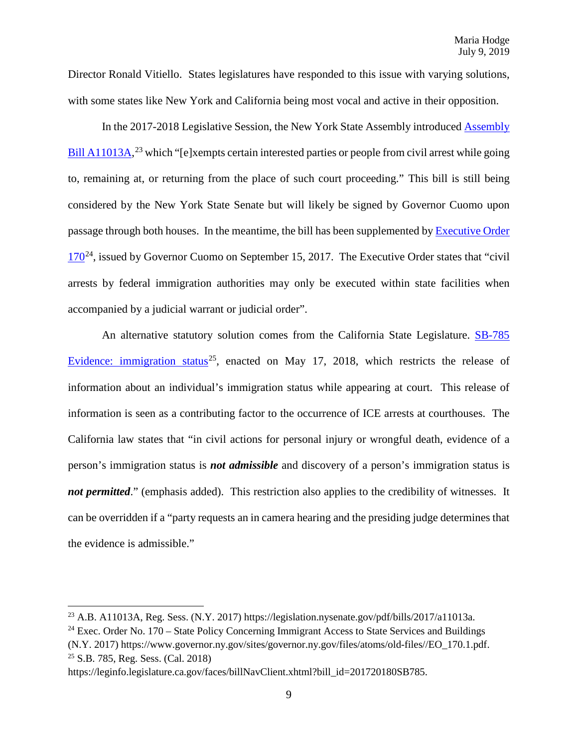Director Ronald Vitiello. States legislatures have responded to this issue with varying solutions, with some states like New York and California being most vocal and active in their opposition.

In the 2017-2018 Legislative Session, the New York State Assembly introduced Assembly Bill A11013A,[23] which "[e]xempts certain interested parties or people from civil arrest while going to, remaining at, or returning from the place of such court proceeding." This bill is still being considered by the New York State Senate but will likely be signed by Governor Cuomo upon passage through both houses. In the meantime, the bill has been supplemented by Executive Order 170[24], issued by Governor Cuomo on September 15, 2017. The Executive Order states that "civil arrests by federal immigration authorities may only be executed within state facilities when accompanied by a judicial warrant or judicial order".

An alternative statutory solution comes from the California State Legislature. SB-785 Evidence: immigration status[25], enacted on May 17, 2018, which restricts the release of information about an individual's immigration status while appearing at court. This release of information is seen as a contributing factor to the occurrence of ICE arrests at courthouses. The California law states that "in civil actions for personal injury or wrongful death, evidence of a person's immigration status is ***not admissible*** and discovery of a person's immigration status is ***not permitted***." (emphasis added). This restriction also applies to the credibility of witnesses. It can be overridden if a "party requests an in camera hearing and the presiding judge determines that the evidence is admissible."

---

[23] A.B. A11013A, Reg. Sess. (N.Y. 2017) https://legislation.nysenate.gov/pdf/bills/2017/a11013a.

[24] Exec. Order No. 170 – State Policy Concerning Immigrant Access to State Services and Buildings (N.Y. 2017) https://www.governor.ny.gov/sites/governor.ny.gov/files/atoms/old-files//EO_170.1.pdf.

[25] S.B. 785, Reg. Sess. (Cal. 2018) https://leginfo.legislature.ca.gov/faces/billNavClient.xhtml?bill_id=201720180SB785.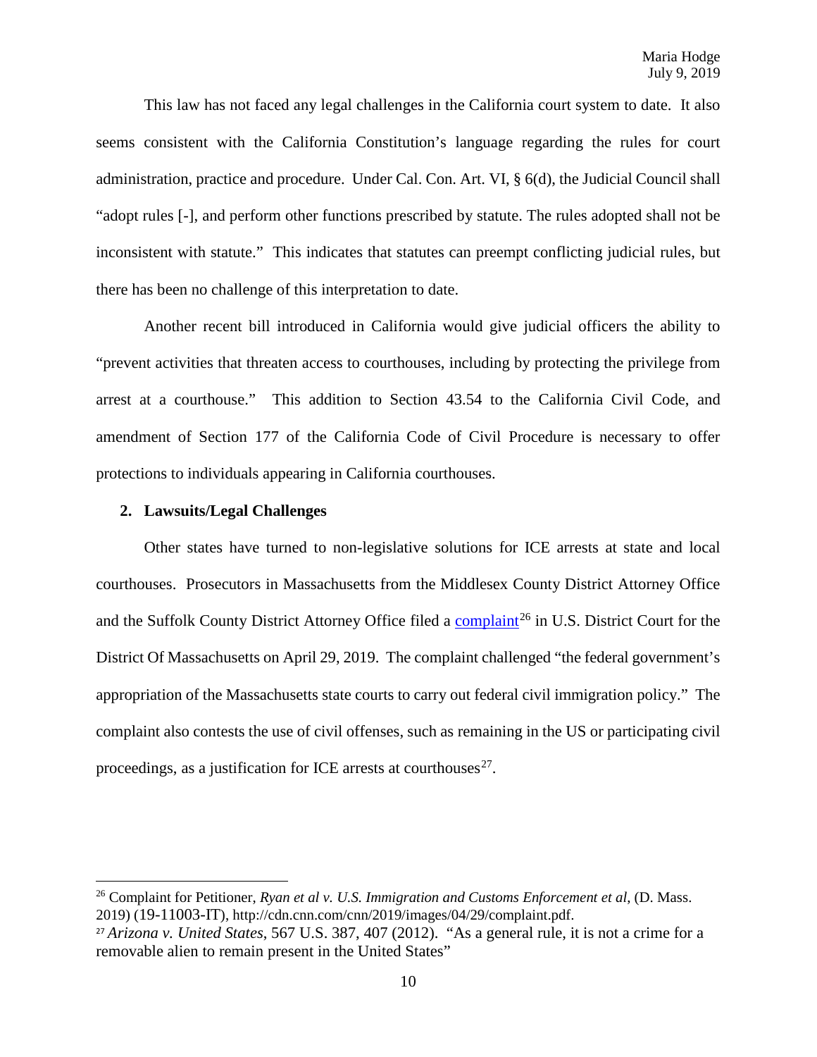This law has not faced any legal challenges in the California court system to date. It also seems consistent with the California Constitution's language regarding the rules for court administration, practice and procedure. Under Cal. Con. Art. VI, § 6(d), the Judicial Council shall "adopt rules [-], and perform other functions prescribed by statute. The rules adopted shall not be inconsistent with statute." This indicates that statutes can preempt conflicting judicial rules, but there has been no challenge of this interpretation to date.

Another recent bill introduced in California would give judicial officers the ability to "prevent activities that threaten access to courthouses, including by protecting the privilege from arrest at a courthouse." This addition to Section 43.54 to the California Civil Code, and amendment of Section 177 of the California Code of Civil Procedure is necessary to offer protections to individuals appearing in California courthouses.

**2. Lawsuits/Legal Challenges**

Other states have turned to non-legislative solutions for ICE arrests at state and local courthouses. Prosecutors in Massachusetts from the Middlesex County District Attorney Office and the Suffolk County District Attorney Office filed a complaint[26] in U.S. District Court for the District Of Massachusetts on April 29, 2019. The complaint challenged "the federal government's appropriation of the Massachusetts state courts to carry out federal civil immigration policy." The complaint also contests the use of civil offenses, such as remaining in the US or participating civil proceedings, as a justification for ICE arrests at courthouses[27].

---

[26] Complaint for Petitioner, *Ryan et al v. U.S. Immigration and Customs Enforcement et al*, (D. Mass. 2019) (19-11003-IT), http://cdn.cnn.com/cnn/2019/images/04/29/complaint.pdf.

[27] *Arizona v. United States*, 567 U.S. 387, 407 (2012). "As a general rule, it is not a crime for a removable alien to remain present in the United States"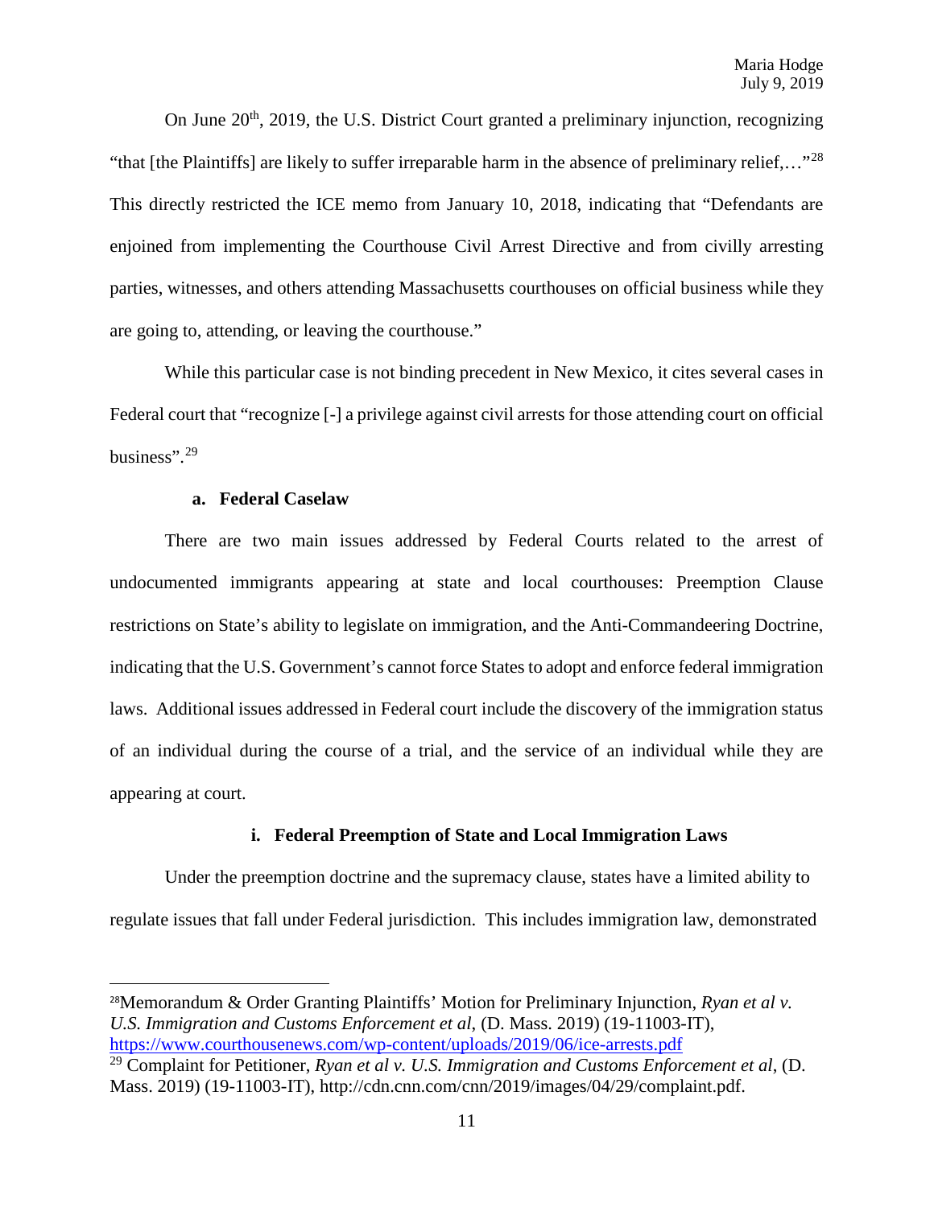On June 20th, 2019, the U.S. District Court granted a preliminary injunction, recognizing "that [the Plaintiffs] are likely to suffer irreparable harm in the absence of preliminary relief,…"[28] This directly restricted the ICE memo from January 10, 2018, indicating that "Defendants are enjoined from implementing the Courthouse Civil Arrest Directive and from civilly arresting parties, witnesses, and others attending Massachusetts courthouses on official business while they are going to, attending, or leaving the courthouse."

While this particular case is not binding precedent in New Mexico, it cites several cases in Federal court that "recognize [-] a privilege against civil arrests for those attending court on official business".[29]

#### a. Federal Caselaw

There are two main issues addressed by Federal Courts related to the arrest of undocumented immigrants appearing at state and local courthouses: Preemption Clause restrictions on State's ability to legislate on immigration, and the Anti-Commandeering Doctrine, indicating that the U.S. Government's cannot force States to adopt and enforce federal immigration laws. Additional issues addressed in Federal court include the discovery of the immigration status of an individual during the course of a trial, and the service of an individual while they are appearing at court.

##### i. Federal Preemption of State and Local Immigration Laws

Under the preemption doctrine and the supremacy clause, states have a limited ability to regulate issues that fall under Federal jurisdiction. This includes immigration law, demonstrated

---

[28] Memorandum & Order Granting Plaintiffs' Motion for Preliminary Injunction, *Ryan et al v. U.S. Immigration and Customs Enforcement et al*, (D. Mass. 2019) (19-11003-IT), https://www.courthousenews.com/wp-content/uploads/2019/06/ice-arrests.pdf

[29] Complaint for Petitioner, *Ryan et al v. U.S. Immigration and Customs Enforcement et al*, (D. Mass. 2019) (19-11003-IT), http://cdn.cnn.com/cnn/2019/images/04/29/complaint.pdf.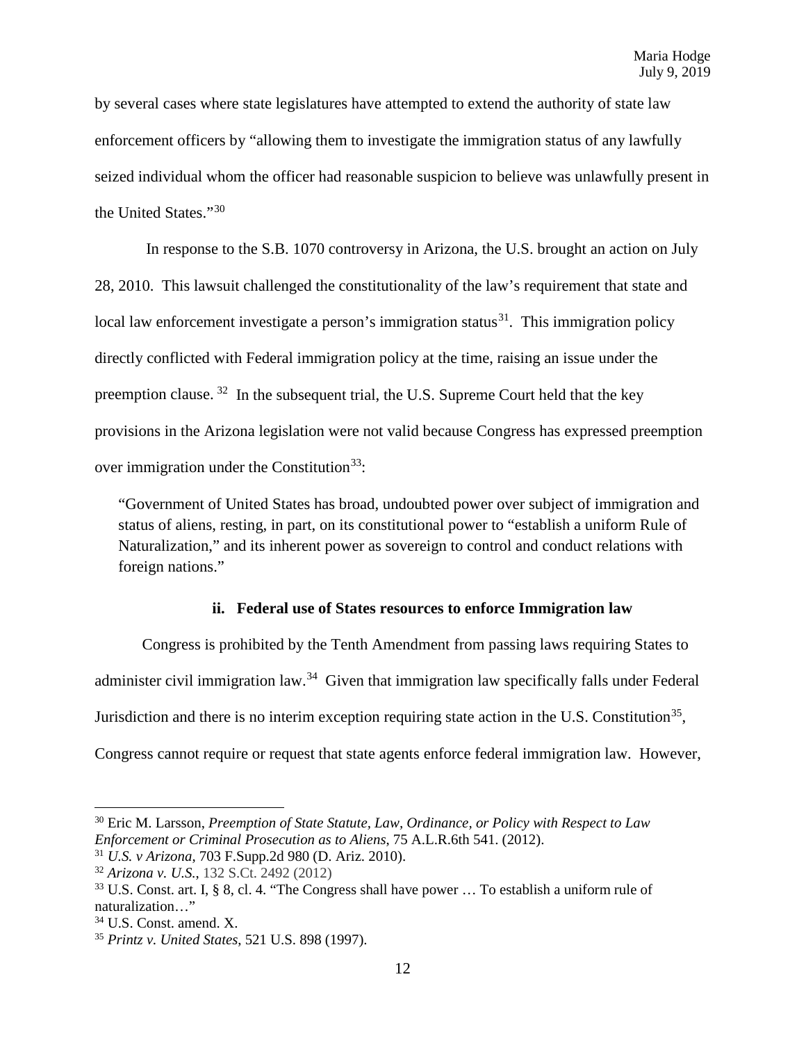by several cases where state legislatures have attempted to extend the authority of state law enforcement officers by "allowing them to investigate the immigration status of any lawfully seized individual whom the officer had reasonable suspicion to believe was unlawfully present in the United States."[30]

In response to the S.B. 1070 controversy in Arizona, the U.S. brought an action on July 28, 2010. This lawsuit challenged the constitutionality of the law's requirement that state and local law enforcement investigate a person's immigration status[31]. This immigration policy directly conflicted with Federal immigration policy at the time, raising an issue under the preemption clause.[32] In the subsequent trial, the U.S. Supreme Court held that the key provisions in the Arizona legislation were not valid because Congress has expressed preemption over immigration under the Constitution[33]:

> "Government of United States has broad, undoubted power over subject of immigration and status of aliens, resting, in part, on its constitutional power to "establish a uniform Rule of Naturalization," and its inherent power as sovereign to control and conduct relations with foreign nations."

#### ii. Federal use of States resources to enforce Immigration law

Congress is prohibited by the Tenth Amendment from passing laws requiring States to administer civil immigration law.[34] Given that immigration law specifically falls under Federal Jurisdiction and there is no interim exception requiring state action in the U.S. Constitution[35], Congress cannot require or request that state agents enforce federal immigration law. However,

---

[30] Eric M. Larsson, *Preemption of State Statute, Law, Ordinance, or Policy with Respect to Law Enforcement or Criminal Prosecution as to Aliens*, 75 A.L.R.6th 541. (2012).

[31] *U.S. v Arizona*, 703 F.Supp.2d 980 (D. Ariz. 2010).

[32] *Arizona v. U.S.*, 132 S.Ct. 2492 (2012)

[33] U.S. Const. art. I, § 8, cl. 4. "The Congress shall have power … To establish a uniform rule of naturalization…"

[34] U.S. Const. amend. X.

[35] *Printz v. United States*, 521 U.S. 898 (1997).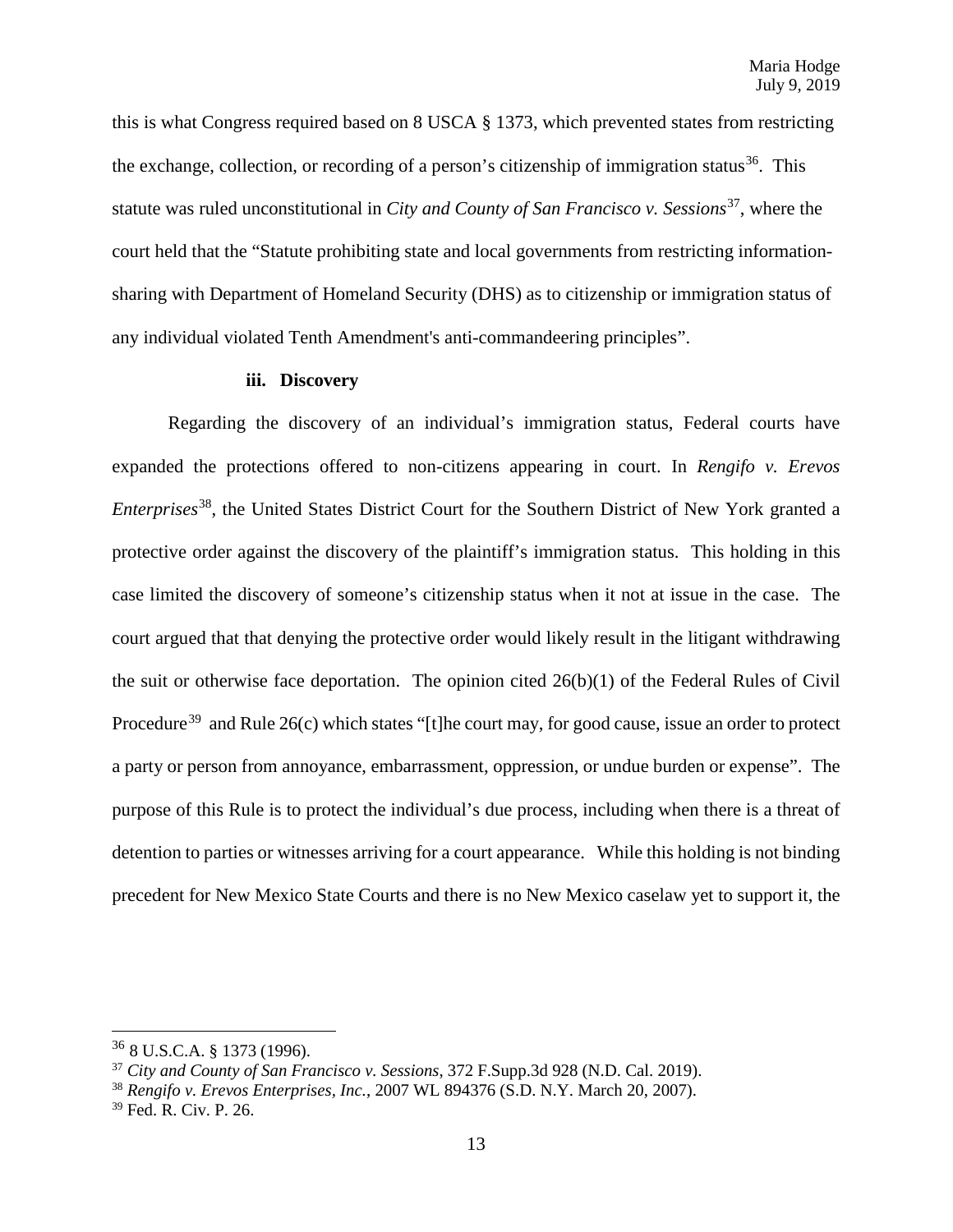this is what Congress required based on 8 USCA § 1373, which prevented states from restricting the exchange, collection, or recording of a person's citizenship of immigration status[36]. This statute was ruled unconstitutional in *City and County of San Francisco v. Sessions*[37], where the court held that the "Statute prohibiting state and local governments from restricting information-sharing with Department of Homeland Security (DHS) as to citizenship or immigration status of any individual violated Tenth Amendment's anti-commandeering principles".

### iii. Discovery

Regarding the discovery of an individual's immigration status, Federal courts have expanded the protections offered to non-citizens appearing in court. In *Rengifo v. Erevos Enterprises*[38], the United States District Court for the Southern District of New York granted a protective order against the discovery of the plaintiff's immigration status. This holding in this case limited the discovery of someone's citizenship status when it not at issue in the case. The court argued that that denying the protective order would likely result in the litigant withdrawing the suit or otherwise face deportation. The opinion cited 26(b)(1) of the Federal Rules of Civil Procedure[39] and Rule 26(c) which states "[t]he court may, for good cause, issue an order to protect a party or person from annoyance, embarrassment, oppression, or undue burden or expense". The purpose of this Rule is to protect the individual's due process, including when there is a threat of detention to parties or witnesses arriving for a court appearance. While this holding is not binding precedent for New Mexico State Courts and there is no New Mexico caselaw yet to support it, the

---

[36] 8 U.S.C.A. § 1373 (1996).

[37] *City and County of San Francisco v. Sessions*, 372 F.Supp.3d 928 (N.D. Cal. 2019).

[38] *Rengifo v. Erevos Enterprises, Inc.*, 2007 WL 894376 (S.D. N.Y. March 20, 2007).

[39] Fed. R. Civ. P. 26.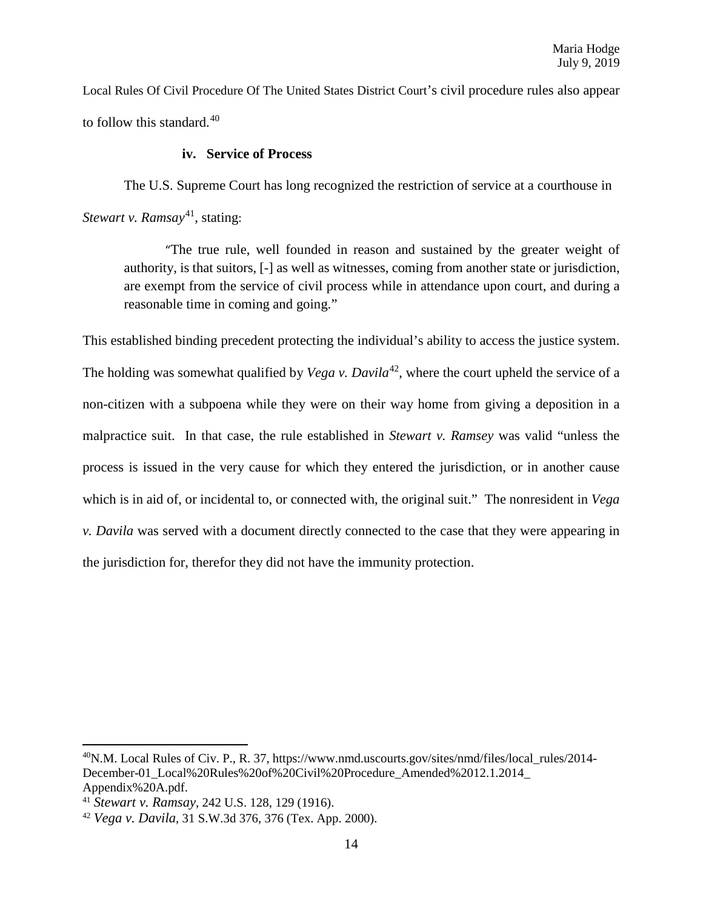Local Rules Of Civil Procedure Of The United States District Court's civil procedure rules also appear to follow this standard.[40]

### iv. Service of Process

The U.S. Supreme Court has long recognized the restriction of service at a courthouse in *Stewart v. Ramsay*[41], stating:

> "The true rule, well founded in reason and sustained by the greater weight of authority, is that suitors, [-] as well as witnesses, coming from another state or jurisdiction, are exempt from the service of civil process while in attendance upon court, and during a reasonable time in coming and going."

This established binding precedent protecting the individual's ability to access the justice system. The holding was somewhat qualified by *Vega v. Davila*[42], where the court upheld the service of a non-citizen with a subpoena while they were on their way home from giving a deposition in a malpractice suit. In that case, the rule established in *Stewart v. Ramsey* was valid "unless the process is issued in the very cause for which they entered the jurisdiction, or in another cause which is in aid of, or incidental to, or connected with, the original suit." The nonresident in *Vega v. Davila* was served with a document directly connected to the case that they were appearing in the jurisdiction for, therefor they did not have the immunity protection.

---

[40] N.M. Local Rules of Civ. P., R. 37, https://www.nmd.uscourts.gov/sites/nmd/files/local_rules/2014-December-01_Local%20Rules%20of%20Civil%20Procedure_Amended%2012.1.2014_Appendix%20A.pdf.

[41] *Stewart v. Ramsay*, 242 U.S. 128, 129 (1916).

[42] *Vega v. Davila*, 31 S.W.3d 376, 376 (Tex. App. 2000).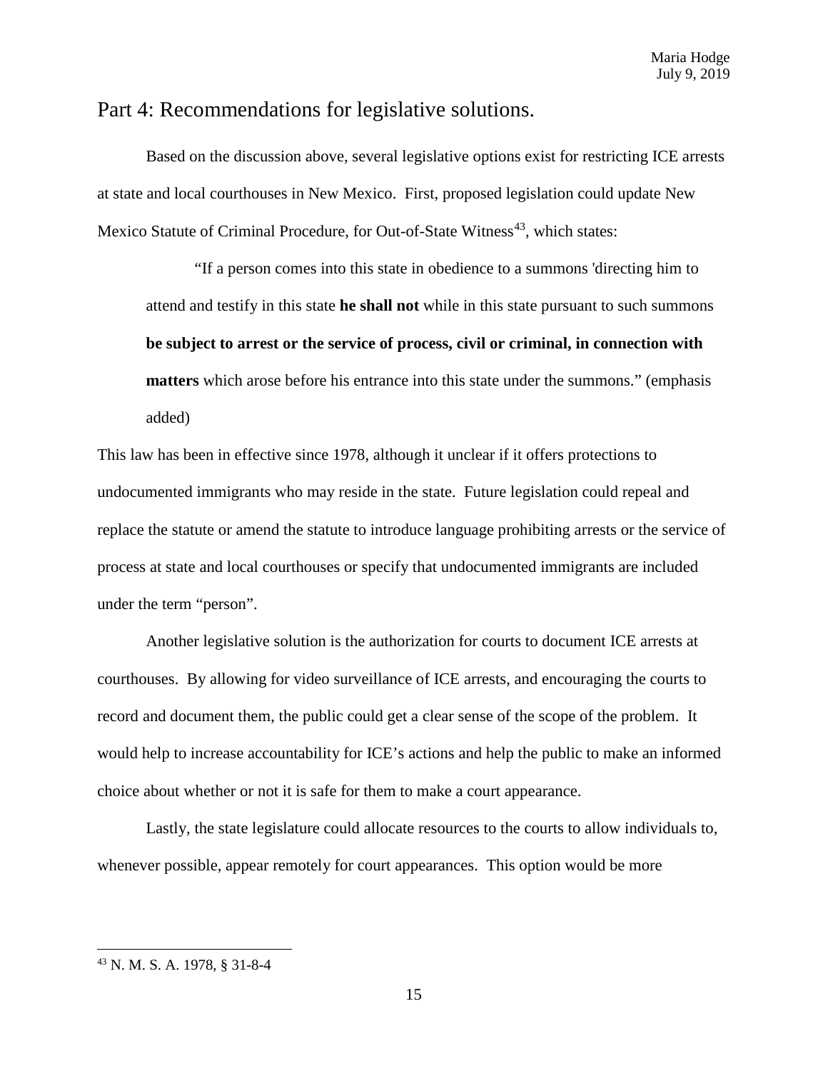## Part 4: Recommendations for legislative solutions.

Based on the discussion above, several legislative options exist for restricting ICE arrests at state and local courthouses in New Mexico. First, proposed legislation could update New Mexico Statute of Criminal Procedure, for Out-of-State Witness[43], which states:

> "If a person comes into this state in obedience to a summons 'directing him to attend and testify in this state **he shall not** while in this state pursuant to such summons **be subject to arrest or the service of process, civil or criminal, in connection with matters** which arose before his entrance into this state under the summons." (emphasis added)

This law has been in effective since 1978, although it unclear if it offers protections to undocumented immigrants who may reside in the state. Future legislation could repeal and replace the statute or amend the statute to introduce language prohibiting arrests or the service of process at state and local courthouses or specify that undocumented immigrants are included under the term "person".

Another legislative solution is the authorization for courts to document ICE arrests at courthouses. By allowing for video surveillance of ICE arrests, and encouraging the courts to record and document them, the public could get a clear sense of the scope of the problem. It would help to increase accountability for ICE's actions and help the public to make an informed choice about whether or not it is safe for them to make a court appearance.

Lastly, the state legislature could allocate resources to the courts to allow individuals to, whenever possible, appear remotely for court appearances. This option would be more

---

[43] N. M. S. A. 1978, § 31-8-4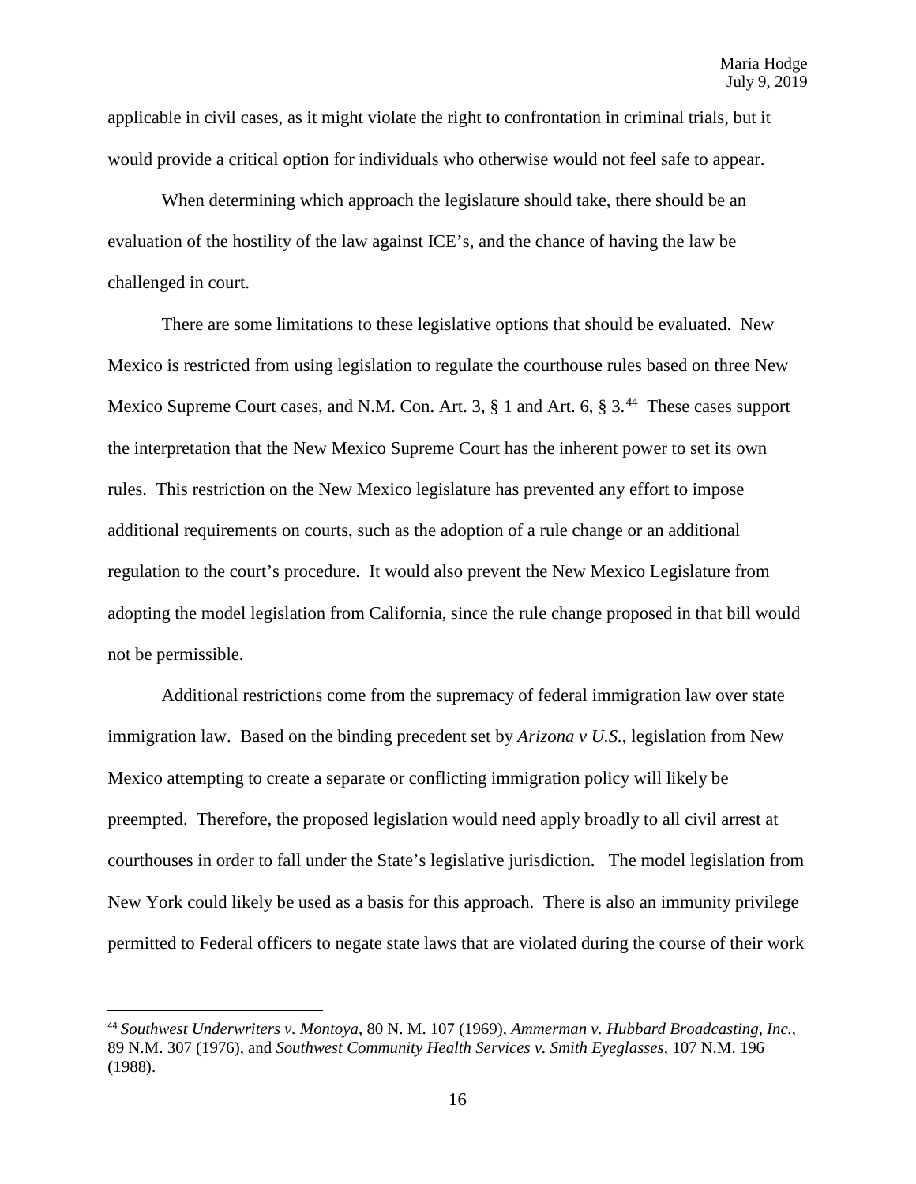applicable in civil cases, as it might violate the right to confrontation in criminal trials, but it would provide a critical option for individuals who otherwise would not feel safe to appear.

When determining which approach the legislature should take, there should be an evaluation of the hostility of the law against ICE's, and the chance of having the law be challenged in court.

There are some limitations to these legislative options that should be evaluated. New Mexico is restricted from using legislation to regulate the courthouse rules based on three New Mexico Supreme Court cases, and N.M. Con. Art. 3, § 1 and Art. 6, § 3.[44] These cases support the interpretation that the New Mexico Supreme Court has the inherent power to set its own rules. This restriction on the New Mexico legislature has prevented any effort to impose additional requirements on courts, such as the adoption of a rule change or an additional regulation to the court's procedure. It would also prevent the New Mexico Legislature from adopting the model legislation from California, since the rule change proposed in that bill would not be permissible.

Additional restrictions come from the supremacy of federal immigration law over state immigration law. Based on the binding precedent set by *Arizona v U.S.*, legislation from New Mexico attempting to create a separate or conflicting immigration policy will likely be preempted. Therefore, the proposed legislation would need apply broadly to all civil arrest at courthouses in order to fall under the State's legislative jurisdiction. The model legislation from New York could likely be used as a basis for this approach. There is also an immunity privilege permitted to Federal officers to negate state laws that are violated during the course of their work

---

[44] *Southwest Underwriters v. Montoya*, 80 N. M. 107 (1969), *Ammerman v. Hubbard Broadcasting, Inc.*, 89 N.M. 307 (1976), and *Southwest Community Health Services v. Smith Eyeglasses*, 107 N.M. 196 (1988).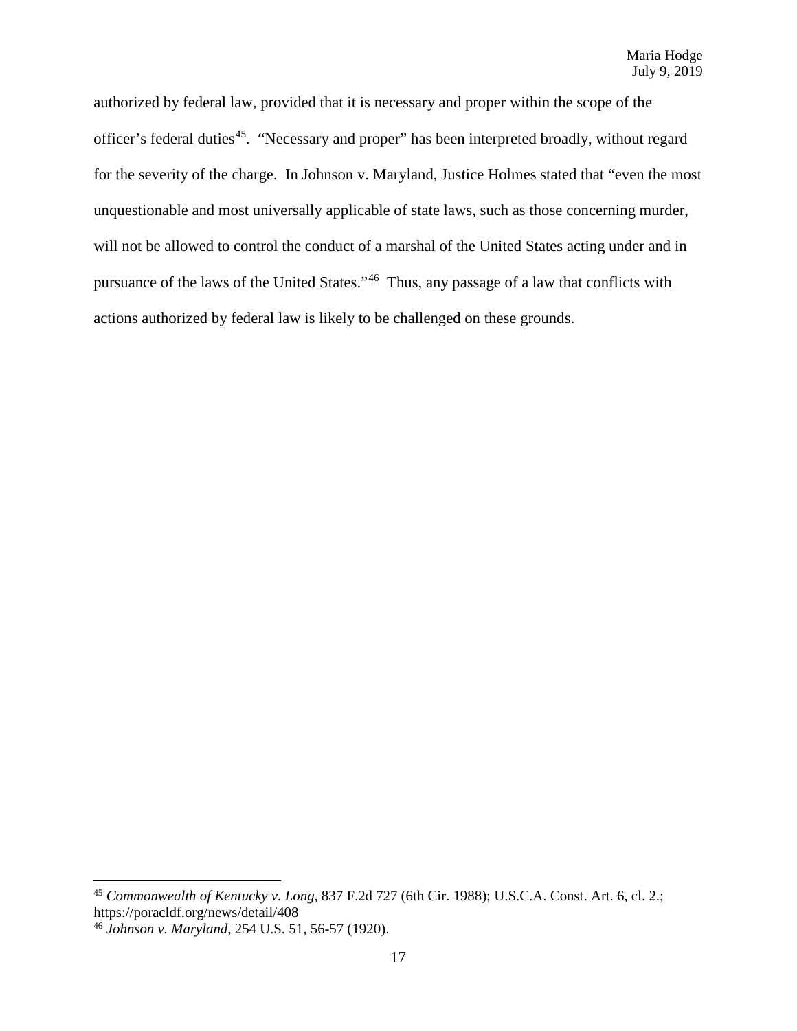authorized by federal law, provided that it is necessary and proper within the scope of the officer's federal duties[45]. "Necessary and proper" has been interpreted broadly, without regard for the severity of the charge. In Johnson v. Maryland, Justice Holmes stated that "even the most unquestionable and most universally applicable of state laws, such as those concerning murder, will not be allowed to control the conduct of a marshal of the United States acting under and in pursuance of the laws of the United States."[46] Thus, any passage of a law that conflicts with actions authorized by federal law is likely to be challenged on these grounds.

---

[45] *Commonwealth of Kentucky v. Long*, 837 F.2d 727 (6th Cir. 1988); U.S.C.A. Const. Art. 6, cl. 2.; https://poracldf.org/news/detail/408

[46] *Johnson v. Maryland*, 254 U.S. 51, 56-57 (1920).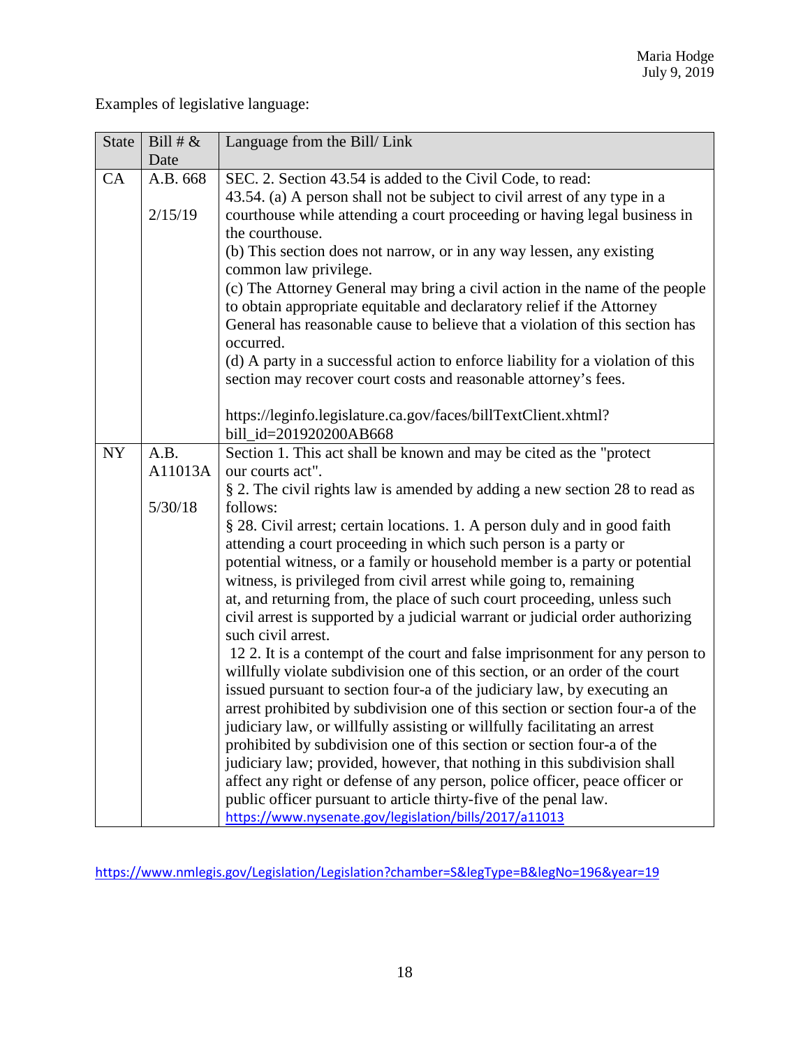Examples of legislative language:

| State | Bill # & Date | Language from the Bill/ Link |
|---|---|---|
| CA | A.B. 668<br><br>2/15/19 | SEC. 2. Section 43.54 is added to the Civil Code, to read:<br>43.54. (a) A person shall not be subject to civil arrest of any type in a courthouse while attending a court proceeding or having legal business in the courthouse.<br>(b) This section does not narrow, or in any way lessen, any existing common law privilege.<br>(c) The Attorney General may bring a civil action in the name of the people to obtain appropriate equitable and declaratory relief if the Attorney General has reasonable cause to believe that a violation of this section has occurred.<br>(d) A party in a successful action to enforce liability for a violation of this section may recover court costs and reasonable attorney's fees.<br><br>https://leginfo.legislature.ca.gov/faces/billTextClient.xhtml?bill_id=201920200AB668 |
| NY | A.B. A11013A<br><br>5/30/18 | Section 1. This act shall be known and may be cited as the "protect our courts act".<br>§ 2. The civil rights law is amended by adding a new section 28 to read as follows:<br>§ 28. Civil arrest; certain locations. 1. A person duly and in good faith attending a court proceeding in which such person is a party or potential witness, or a family or household member is a party or potential witness, is privileged from civil arrest while going to, remaining at, and returning from, the place of such court proceeding, unless such civil arrest is supported by a judicial warrant or judicial order authorizing such civil arrest.<br>12 2. It is a contempt of the court and false imprisonment for any person to willfully violate subdivision one of this section, or an order of the court issued pursuant to section four-a of the judiciary law, by executing an arrest prohibited by subdivision one of this section or section four-a of the judiciary law, or willfully assisting or willfully facilitating an arrest prohibited by subdivision one of this section or section four-a of the judiciary law; provided, however, that nothing in this subdivision shall affect any right or defense of any person, police officer, peace officer or public officer pursuant to article thirty-five of the penal law.<br>https://www.nysenate.gov/legislation/bills/2017/a11013 |

https://www.nmlegis.gov/Legislation/Legislation?chamber=S&legType=B&legNo=196&year=19